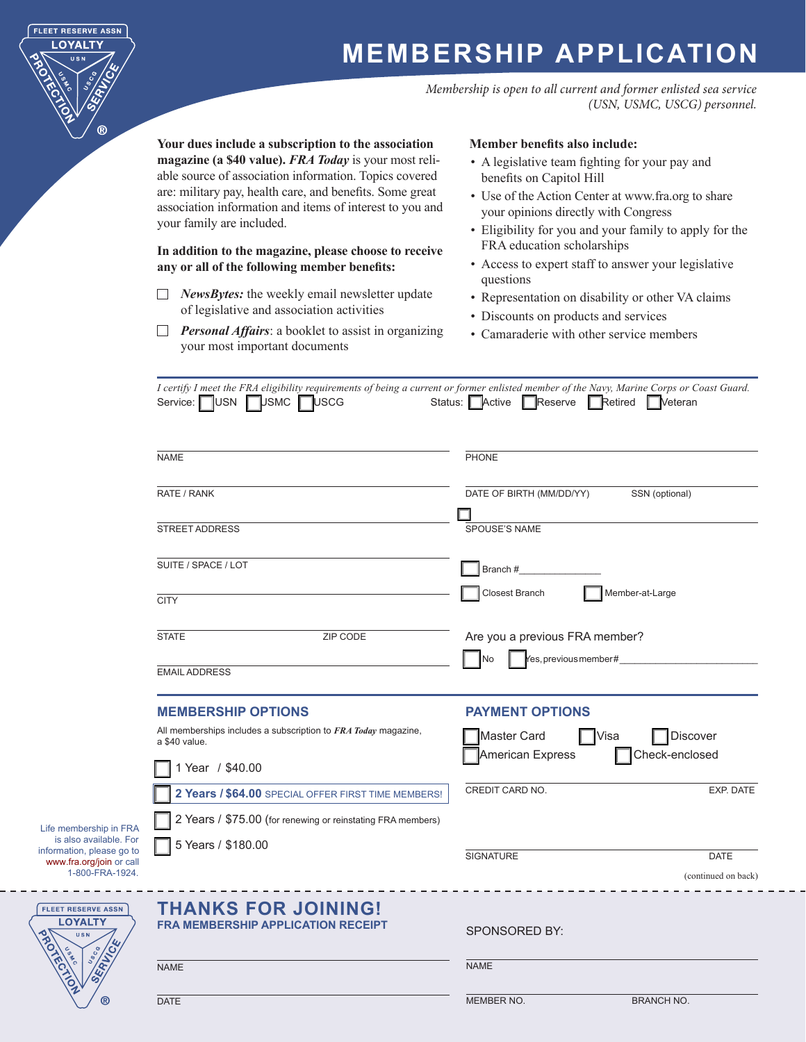FLEET RESERVE ASSN LOYALTY USN USMC USCG PROTECTION SERVICE ®

# MEMBERSHIP APPLICATION

*Membership is open to all current and former enlisted sea service (USN, USMC, USCG) personnel.*

**Your dues include a subscription to the association magazine (a $40 value).** ***FRA Today*** is your most reliable source of association information. Topics covered are: military pay, health care, and benefits. Some great association information and items of interest to you and your family are included.

**In addition to the magazine, please choose to receive any or all of the following member benefits:**

- ☐ ***NewsBytes:*** the weekly email newsletter update of legislative and association activities
- ☐ ***Personal Affairs***: a booklet to assist in organizing your most important documents

**Member benefits also include:**

- A legislative team fighting for your pay and benefits on Capitol Hill
- Use of the Action Center at www.fra.org to share your opinions directly with Congress
- Eligibility for you and your family to apply for the FRA education scholarships
- Access to expert staff to answer your legislative questions
- Representation on disability or other VA claims
- Discounts on products and services
- Camaraderie with other service members

*I certify I meet the FRA eligibility requirements of being a current or former enlisted member of the Navy, Marine Corps or Coast Guard.*

Service: ☐ USN ☐ USMC ☐ USCG Status: ☐ Active ☐ Reserve ☐ Retired ☐ Veteran

NAME

PHONE

RATE / RANK

DATE OF BIRTH (MM/DD/YY) SSN (optional)

STREET ADDRESS

☐ SPOUSE'S NAME

SUITE / SPACE / LOT

☐ Branch #_______________

CITY

☐ Closest Branch ☐ Member-at-Large

STATE ZIP CODE

Are you a previous FRA member?

☐ No ☐ Yes, previous member#_________________________

EMAIL ADDRESS

## MEMBERSHIP OPTIONS

All memberships includes a subscription to ***FRA Today*** magazine, a $40 value.

- ☐ 1 Year / $40.00
- ☐ **2 Years / $64.00** SPECIAL OFFER FIRST TIME MEMBERS!
- ☐ 2 Years / $75.00 (for renewing or reinstating FRA members)
- ☐ 5 Years / $180.00

Life membership in FRA is also available. For information, please go to www.fra.org/join or call 1-800-FRA-1924.

## PAYMENT OPTIONS

☐ Master Card ☐ Visa ☐ Discover
☐ American Express ☐ Check-enclosed

CREDIT CARD NO. EXP. DATE

SIGNATURE DATE

(continued on back)

---

FLEET RESERVE ASSN LOYALTY USN USMC USCG PROTECTION SERVICE ®

## THANKS FOR JOINING!

### FRA MEMBERSHIP APPLICATION RECEIPT

NAME

DATE

SPONSORED BY:

NAME

MEMBER NO. BRANCH NO.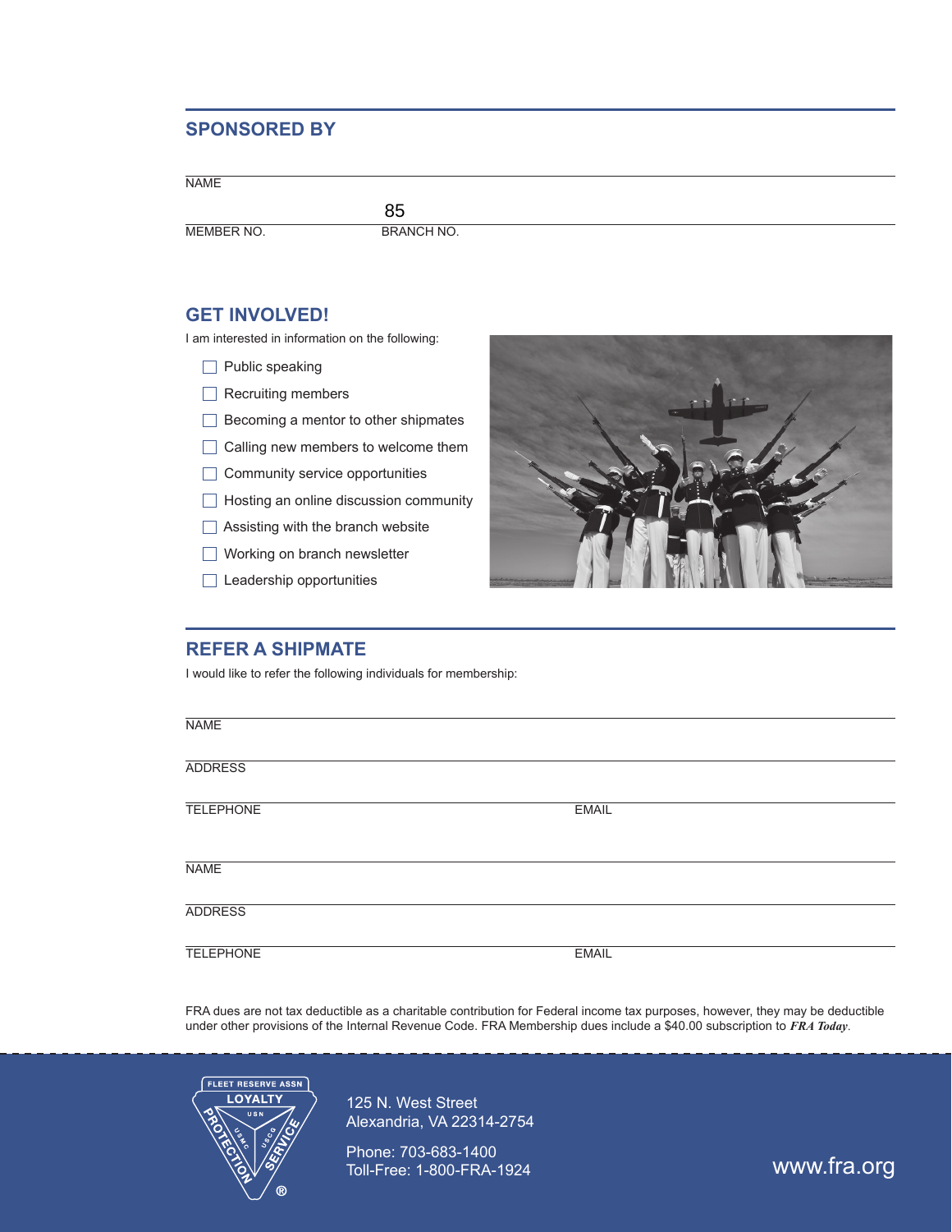## SPONSORED BY

NAME

MEMBER NO. BRANCH NO. 85

## GET INVOLVED!

I am interested in information on the following:

- ☐ Public speaking
- ☐ Recruiting members
- ☐ Becoming a mentor to other shipmates
- ☐ Calling new members to welcome them
- ☐ Community service opportunities
- ☐ Hosting an online discussion community
- ☐ Assisting with the branch website
- ☐ Working on branch newsletter
- ☐ Leadership opportunities

## REFER A SHIPMATE

I would like to refer the following individuals for membership:

NAME

ADDRESS

TELEPHONE EMAIL

NAME

ADDRESS

TELEPHONE EMAIL

FRA dues are not tax deductible as a charitable contribution for Federal income tax purposes, however, they may be deductible under other provisions of the Internal Revenue Code. FRA Membership dues include a $40.00 subscription to ***FRA Today***.

FLEET RESERVE ASSN — LOYALTY — PROTECTION — SERVICE — USN — USMC — USCG ®

125 N. West Street
Alexandria, VA 22314-2754

Phone: 703-683-1400
Toll-Free: 1-800-FRA-1924

www.fra.org